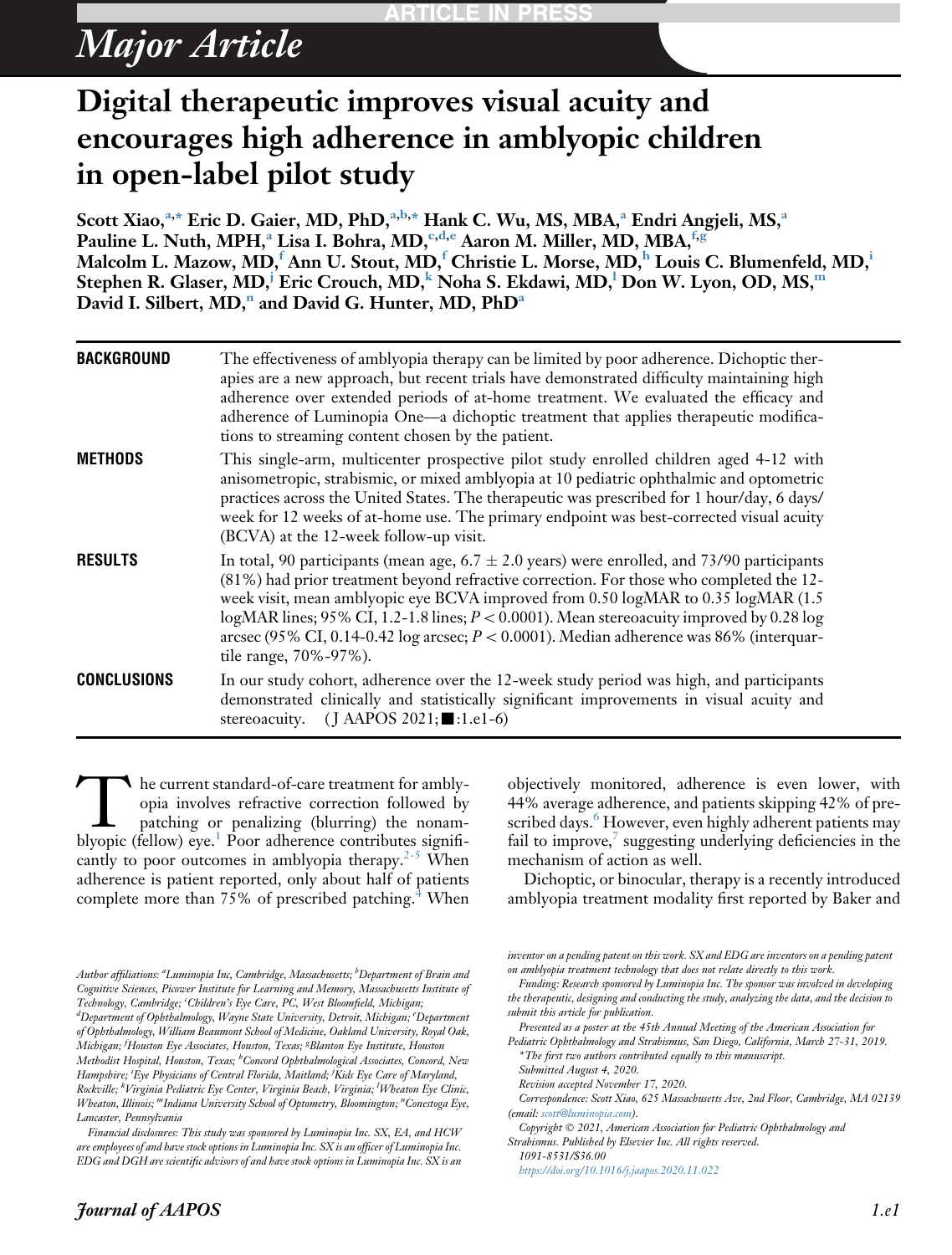# Digital therapeutic improves visual acuity and encourages high adherence in amblyopic children in open-label pilot study

Scott Xiao,[a,*] Eric D. Gaier, MD, PhD,[a,b,*] Hank C. Wu, MS, MBA,[a] Endri Angjeli, MS,[a] Pauline L. Nuth, MPH,[a] Lisa I. Bohra, MD,[c,d,e] Aaron M. Miller, MD, MBA,[f,g] Malcolm L. Mazow, MD,[f] Ann U. Stout, MD,[f] Christie L. Morse, MD,[h] Louis C. Blumenfeld, MD,[i] Stephen R. Glaser, MD,[j] Eric Crouch, MD,[k] Noha S. Ekdawi, MD,[l] Don W. Lyon, OD, MS,[m] David I. Silbert, MD,[n] and David G. Hunter, MD, PhD[a]

**BACKGROUND** The effectiveness of amblyopia therapy can be limited by poor adherence. Dichoptic therapies are a new approach, but recent trials have demonstrated difficulty maintaining high adherence over extended periods of at-home treatment. We evaluated the efficacy and adherence of Luminopia One—a dichoptic treatment that applies therapeutic modifications to streaming content chosen by the patient.

**METHODS** This single-arm, multicenter prospective pilot study enrolled children aged 4-12 with anisometropic, strabismic, or mixed amblyopia at 10 pediatric ophthalmic and optometric practices across the United States. The therapeutic was prescribed for 1 hour/day, 6 days/week for 12 weeks of at-home use. The primary endpoint was best-corrected visual acuity (BCVA) at the 12-week follow-up visit.

**RESULTS** In total, 90 participants (mean age, 6.7 ± 2.0 years) were enrolled, and 73/90 participants (81%) had prior treatment beyond refractive correction. For those who completed the 12-week visit, mean amblyopic eye BCVA improved from 0.50 logMAR to 0.35 logMAR (1.5 logMAR lines; 95% CI, 1.2-1.8 lines; $P < 0.0001$). Mean stereoacuity improved by 0.28 log arcsec (95% CI, 0.14-0.42 log arcsec; $P < 0.0001$). Median adherence was 86% (interquartile range, 70%-97%).

**CONCLUSIONS** In our study cohort, adherence over the 12-week study period was high, and participants demonstrated clinically and statistically significant improvements in visual acuity and stereoacuity. (J AAPOS 2021;■:1.e1-6)

The current standard-of-care treatment for amblyopia involves refractive correction followed by patching or penalizing (blurring) the nonamblyopic (fellow) eye.[1] Poor adherence contributes significantly to poor outcomes in amblyopia therapy.[2-5] When adherence is patient reported, only about half of patients complete more than 75% of prescribed patching.[4] When objectively monitored, adherence is even lower, with 44% average adherence, and patients skipping 42% of prescribed days.[6] However, even highly adherent patients may fail to improve,[7] suggesting underlying deficiencies in the mechanism of action as well.

Dichoptic, or binocular, therapy is a recently introduced amblyopia treatment modality first reported by Baker and

*Author affiliations:* [a]*Luminopia Inc, Cambridge, Massachusetts;* [b]*Department of Brain and Cognitive Sciences, Picower Institute for Learning and Memory, Massachusetts Institute of Technology, Cambridge;* [c]*Children's Eye Care, PC, West Bloomfield, Michigan;* [d]*Department of Ophthalmology, Wayne State University, Detroit, Michigan;* [e]*Department of Ophthalmology, William Beaumont School of Medicine, Oakland University, Royal Oak, Michigan;* [f]*Houston Eye Associates, Houston, Texas;* [g]*Blanton Eye Institute, Houston Methodist Hospital, Houston, Texas;* [h]*Concord Ophthalmological Associates, Concord, New Hampshire;* [i]*Eye Physicians of Central Florida, Maitland;* [j]*Kids Eye Care of Maryland, Rockville;* [k]*Virginia Pediatric Eye Center, Virginia Beach, Virginia;* [l]*Wheaton Eye Clinic, Wheaton, Illinois;* [m]*Indiana University School of Optometry, Bloomington;* [n]*Conestoga Eye, Lancaster, Pennsylvania*

*Financial disclosures: This study was sponsored by Luminopia Inc. SX, EA, and HCW are employees of and have stock options in Luminopia Inc. SX is an officer of Luminopia Inc. EDG and DGH are scientific advisors of and have stock options in Luminopia Inc. SX is an inventor on a pending patent on this work. SX and EDG are inventors on a pending patent on amblyopia treatment technology that does not relate directly to this work.*

*Funding: Research sponsored by Luminopia Inc. The sponsor was involved in developing the therapeutic, designing and conducting the study, analyzing the data, and the decision to submit this article for publication.*

*Presented as a poster at the 45th Annual Meeting of the American Association for Pediatric Ophthalmology and Strabismus, San Diego, California, March 27-31, 2019.*

*\*The first two authors contributed equally to this manuscript.*

*Submitted August 4, 2020.*

*Revision accepted November 17, 2020.*

*Correspondence: Scott Xiao, 625 Massachusetts Ave, 2nd Floor, Cambridge, MA 02139 (email: scott@luminopia.com).*

*Copyright © 2021, American Association for Pediatric Ophthalmology and Strabismus. Published by Elsevier Inc. All rights reserved.*

*1091-8531/$36.00*

*https://doi.org/10.1016/j.jaapos.2020.11.022*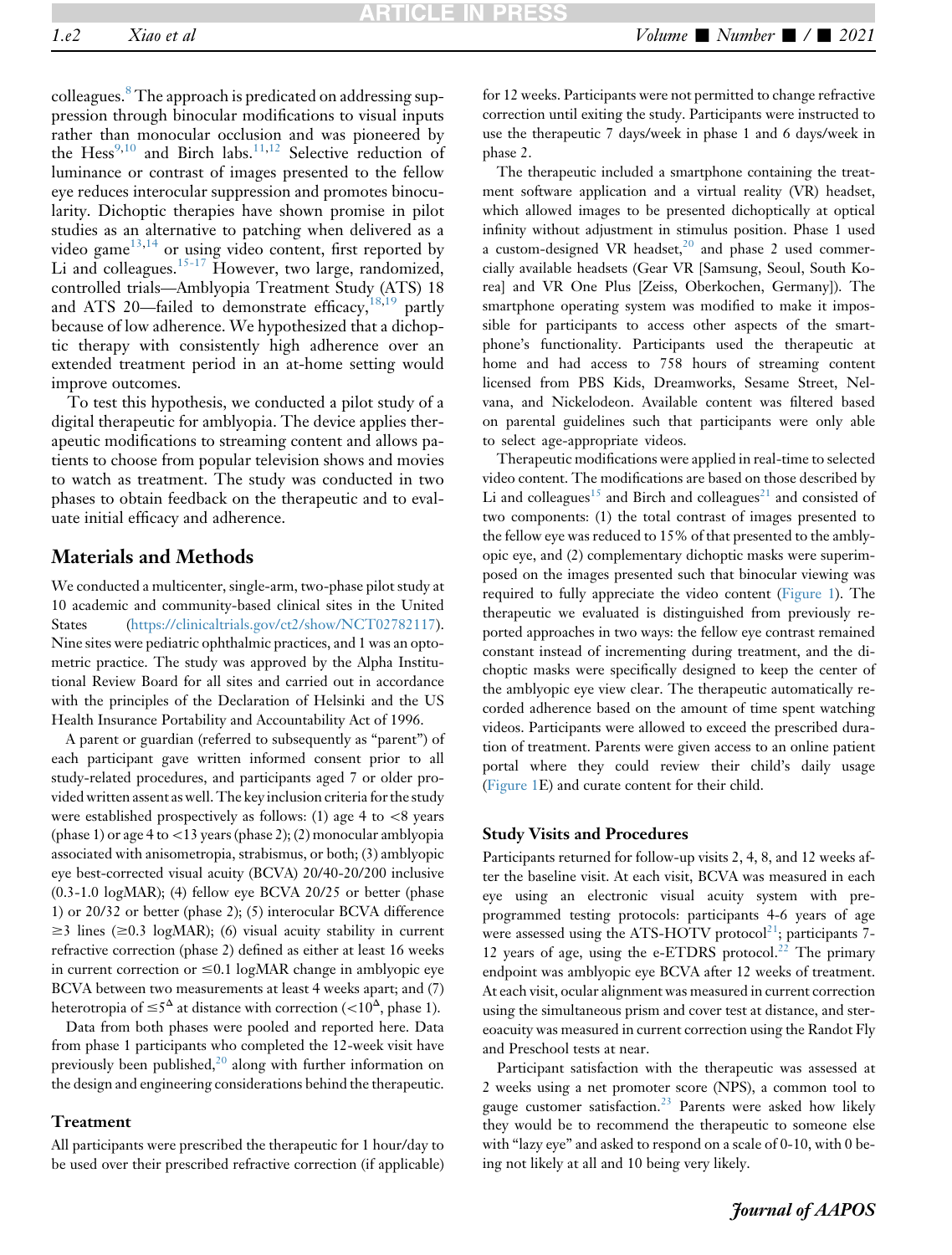colleagues.[8] The approach is predicated on addressing suppression through binocular modifications to visual inputs rather than monocular occlusion and was pioneered by the Hess[9,10] and Birch labs.[11,12] Selective reduction of luminance or contrast of images presented to the fellow eye reduces interocular suppression and promotes binocularity. Dichoptic therapies have shown promise in pilot studies as an alternative to patching when delivered as a video game[13,14] or using video content, first reported by Li and colleagues.[15-17] However, two large, randomized, controlled trials—Amblyopia Treatment Study (ATS) 18 and ATS 20—failed to demonstrate efficacy,[18,19] partly because of low adherence. We hypothesized that a dichoptic therapy with consistently high adherence over an extended treatment period in an at-home setting would improve outcomes.

To test this hypothesis, we conducted a pilot study of a digital therapeutic for amblyopia. The device applies therapeutic modifications to streaming content and allows patients to choose from popular television shows and movies to watch as treatment. The study was conducted in two phases to obtain feedback on the therapeutic and to evaluate initial efficacy and adherence.

## Materials and Methods

We conducted a multicenter, single-arm, two-phase pilot study at 10 academic and community-based clinical sites in the United States (https://clinicaltrials.gov/ct2/show/NCT02782117). Nine sites were pediatric ophthalmic practices, and 1 was an optometric practice. The study was approved by the Alpha Institutional Review Board for all sites and carried out in accordance with the principles of the Declaration of Helsinki and the US Health Insurance Portability and Accountability Act of 1996.

A parent or guardian (referred to subsequently as "parent") of each participant gave written informed consent prior to all study-related procedures, and participants aged 7 or older provided written assent as well. The key inclusion criteria for the study were established prospectively as follows: (1) age 4 to <8 years (phase 1) or age 4 to <13 years (phase 2); (2) monocular amblyopia associated with anisometropia, strabismus, or both; (3) amblyopic eye best-corrected visual acuity (BCVA) 20/40-20/200 inclusive (0.3-1.0 logMAR); (4) fellow eye BCVA 20/25 or better (phase 1) or 20/32 or better (phase 2); (5) interocular BCVA difference ≥3 lines (≥0.3 logMAR); (6) visual acuity stability in current refractive correction (phase 2) defined as either at least 16 weeks in current correction or ≤0.1 logMAR change in amblyopic eye BCVA between two measurements at least 4 weeks apart; and (7) heterotropia of $\leq 5^{\Delta}$ at distance with correction ($<10^{\Delta}$, phase 1).

Data from both phases were pooled and reported here. Data from phase 1 participants who completed the 12-week visit have previously been published,[20] along with further information on the design and engineering considerations behind the therapeutic.

### Treatment

All participants were prescribed the therapeutic for 1 hour/day to be used over their prescribed refractive correction (if applicable) for 12 weeks. Participants were not permitted to change refractive correction until exiting the study. Participants were instructed to use the therapeutic 7 days/week in phase 1 and 6 days/week in phase 2.

The therapeutic included a smartphone containing the treatment software application and a virtual reality (VR) headset, which allowed images to be presented dichoptically at optical infinity without adjustment in stimulus position. Phase 1 used a custom-designed VR headset,[20] and phase 2 used commercially available headsets (Gear VR [Samsung, Seoul, South Korea] and VR One Plus [Zeiss, Oberkochen, Germany]). The smartphone operating system was modified to make it impossible for participants to access other aspects of the smartphone's functionality. Participants used the therapeutic at home and had access to 758 hours of streaming content licensed from PBS Kids, Dreamworks, Sesame Street, Nelvana, and Nickelodeon. Available content was filtered based on parental guidelines such that participants were only able to select age-appropriate videos.

Therapeutic modifications were applied in real-time to selected video content. The modifications are based on those described by Li and colleagues[15] and Birch and colleagues[21] and consisted of two components: (1) the total contrast of images presented to the fellow eye was reduced to 15% of that presented to the amblyopic eye, and (2) complementary dichoptic masks were superimposed on the images presented such that binocular viewing was required to fully appreciate the video content (Figure 1). The therapeutic we evaluated is distinguished from previously reported approaches in two ways: the fellow eye contrast remained constant instead of incrementing during treatment, and the dichoptic masks were specifically designed to keep the center of the amblyopic eye view clear. The therapeutic automatically recorded adherence based on the amount of time spent watching videos. Participants were allowed to exceed the prescribed duration of treatment. Parents were given access to an online patient portal where they could review their child's daily usage (Figure 1E) and curate content for their child.

### Study Visits and Procedures

Participants returned for follow-up visits 2, 4, 8, and 12 weeks after the baseline visit. At each visit, BCVA was measured in each eye using an electronic visual acuity system with preprogrammed testing protocols: participants 4-6 years of age were assessed using the ATS-HOTV protocol[21]; participants 7-12 years of age, using the e-ETDRS protocol.[22] The primary endpoint was amblyopic eye BCVA after 12 weeks of treatment. At each visit, ocular alignment was measured in current correction using the simultaneous prism and cover test at distance, and stereoacuity was measured in current correction using the Randot Fly and Preschool tests at near.

Participant satisfaction with the therapeutic was assessed at 2 weeks using a net promoter score (NPS), a common tool to gauge customer satisfaction.[23] Parents were asked how likely they would be to recommend the therapeutic to someone else with "lazy eye" and asked to respond on a scale of 0-10, with 0 being not likely at all and 10 being very likely.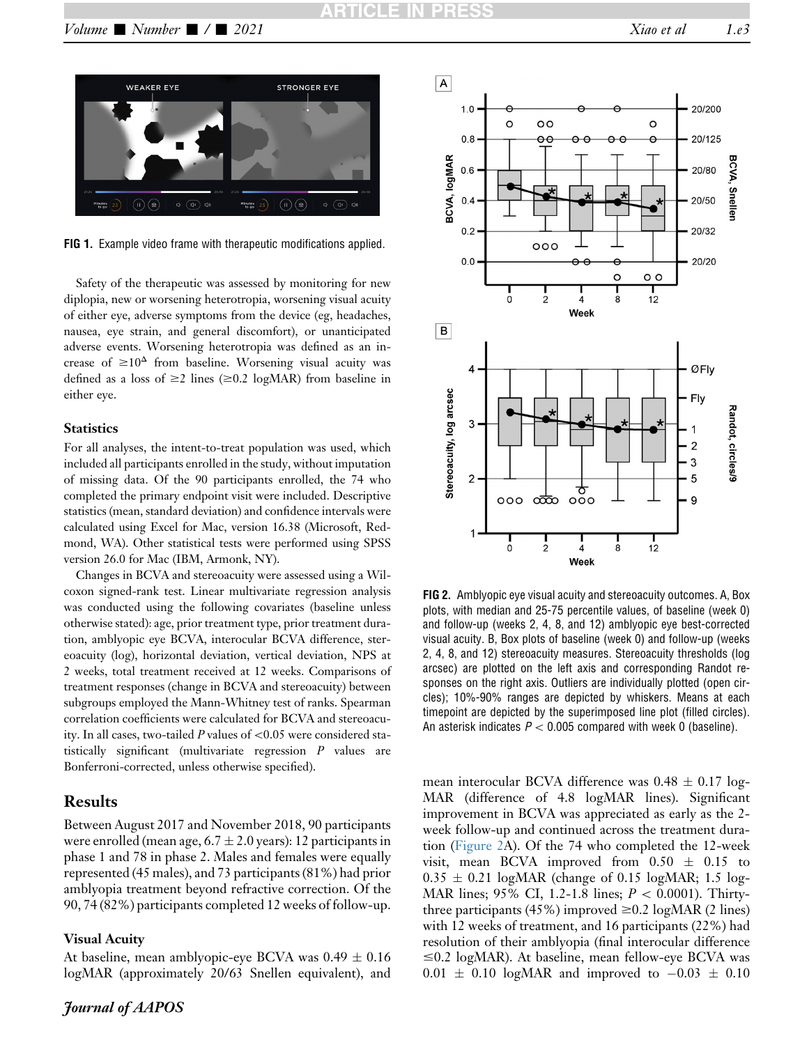FIG 1. Example video frame with therapeutic modifications applied.

Safety of the therapeutic was assessed by monitoring for new diplopia, new or worsening heterotropia, worsening visual acuity of either eye, adverse symptoms from the device (eg, headaches, nausea, eye strain, and general discomfort), or unanticipated adverse events. Worsening heterotropia was defined as an increase of $\geq 10^{\Delta}$ from baseline. Worsening visual acuity was defined as a loss of ≥2 lines (≥0.2 logMAR) from baseline in either eye.

### Statistics

For all analyses, the intent-to-treat population was used, which included all participants enrolled in the study, without imputation of missing data. Of the 90 participants enrolled, the 74 who completed the primary endpoint visit were included. Descriptive statistics (mean, standard deviation) and confidence intervals were calculated using Excel for Mac, version 16.38 (Microsoft, Redmond, WA). Other statistical tests were performed using SPSS version 26.0 for Mac (IBM, Armonk, NY).

Changes in BCVA and stereoacuity were assessed using a Wilcoxon signed-rank test. Linear multivariate regression analysis was conducted using the following covariates (baseline unless otherwise stated): age, prior treatment type, prior treatment duration, amblyopic eye BCVA, interocular BCVA difference, stereoacuity (log), horizontal deviation, vertical deviation, NPS at 2 weeks, total treatment received at 12 weeks. Comparisons of treatment responses (change in BCVA and stereoacuity) between subgroups employed the Mann-Whitney test of ranks. Spearman correlation coefficients were calculated for BCVA and stereoacuity. In all cases, two-tailed $P$ values of <0.05 were considered statistically significant (multivariate regression $P$ values are Bonferroni-corrected, unless otherwise specified).

## Results

Between August 2017 and November 2018, 90 participants were enrolled (mean age, 6.7 ± 2.0 years): 12 participants in phase 1 and 78 in phase 2. Males and females were equally represented (45 males), and 73 participants (81%) had prior amblyopia treatment beyond refractive correction. Of the 90, 74 (82%) participants completed 12 weeks of follow-up.

### Visual Acuity

At baseline, mean amblyopic-eye BCVA was 0.49 ± 0.16 logMAR (approximately 20/63 Snellen equivalent), and mean interocular BCVA difference was 0.48 ± 0.17 logMAR (difference of 4.8 logMAR lines). Significant improvement in BCVA was appreciated as early as the 2-week follow-up and continued across the treatment duration (Figure 2A). Of the 74 who completed the 12-week visit, mean BCVA improved from 0.50 ± 0.15 to 0.35 ± 0.21 logMAR (change of 0.15 logMAR; 1.5 logMAR lines; 95% CI, 1.2-1.8 lines; $P < 0.0001$). Thirty-three participants (45%) improved ≥0.2 logMAR (2 lines) with 12 weeks of treatment, and 16 participants (22%) had resolution of their amblyopia (final interocular difference ≤0.2 logMAR). At baseline, mean fellow-eye BCVA was 0.01 ± 0.10 logMAR and improved to −0.03 ± 0.10

FIG 2. Amblyopic eye visual acuity and stereoacuity outcomes. A, Box plots, with median and 25-75 percentile values, of baseline (week 0) and follow-up (weeks 2, 4, 8, and 12) amblyopic eye best-corrected visual acuity. B, Box plots of baseline (week 0) and follow-up (weeks 2, 4, 8, and 12) stereoacuity measures. Stereoacuity thresholds (log arcsec) are plotted on the left axis and corresponding Randot responses on the right axis. Outliers are individually plotted (open circles); 10%-90% ranges are depicted by whiskers. Means at each timepoint are depicted by the superimposed line plot (filled circles). An asterisk indicates $P < 0.005$ compared with week 0 (baseline).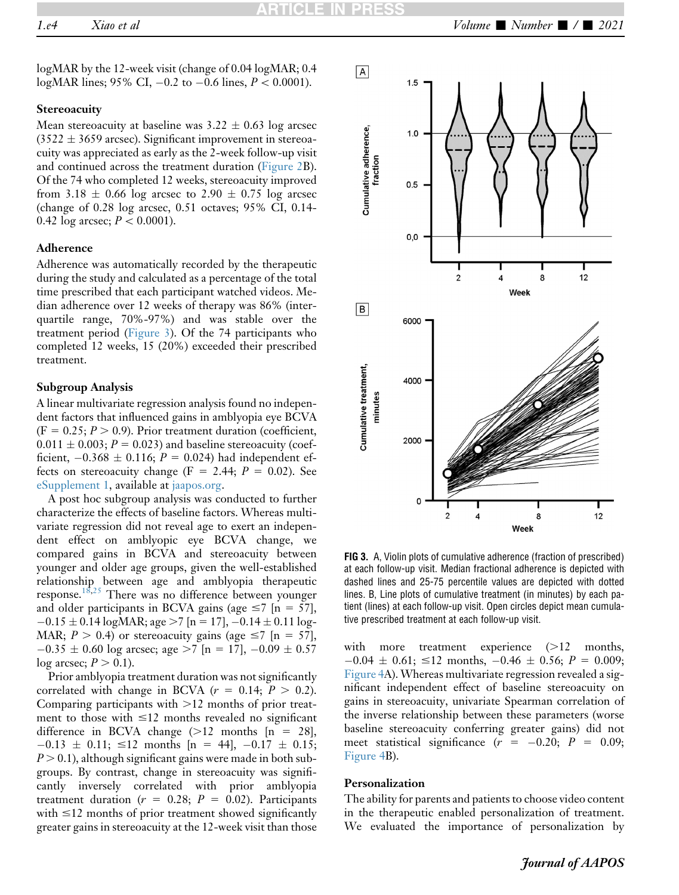logMAR by the 12-week visit (change of 0.04 logMAR; 0.4 logMAR lines; 95% CI, −0.2 to −0.6 lines, $P < 0.0001$).

### Stereoacuity

Mean stereoacuity at baseline was 3.22 ± 0.63 log arcsec (3522 ± 3659 arcsec). Significant improvement in stereoacuity was appreciated as early as the 2-week follow-up visit and continued across the treatment duration (Figure 2B). Of the 74 who completed 12 weeks, stereoacuity improved from 3.18 ± 0.66 log arcsec to 2.90 ± 0.75 log arcsec (change of 0.28 log arcsec, 0.51 octaves; 95% CI, 0.14-0.42 log arcsec; $P < 0.0001$).

### Adherence

Adherence was automatically recorded by the therapeutic during the study and calculated as a percentage of the total time prescribed that each participant watched videos. Median adherence over 12 weeks of therapy was 86% (interquartile range, 70%-97%) and was stable over the treatment period (Figure 3). Of the 74 participants who completed 12 weeks, 15 (20%) exceeded their prescribed treatment.

### Subgroup Analysis

A linear multivariate regression analysis found no independent factors that influenced gains in amblyopia eye BCVA ($F = 0.25$; $P > 0.9$). Prior treatment duration (coefficient, 0.011 ± 0.003; $P = 0.023$) and baseline stereoacuity (coefficient, −0.368 ± 0.116; $P = 0.024$) had independent effects on stereoacuity change ($F = 2.44$; $P = 0.02$). See eSupplement 1, available at jaapos.org.

A post hoc subgroup analysis was conducted to further characterize the effects of baseline factors. Whereas multivariate regression did not reveal age to exert an independent effect on amblyopic eye BCVA change, we compared gains in BCVA and stereoacuity between younger and older age groups, given the well-established relationship between age and amblyopia therapeutic response.[18,25] There was no difference between younger and older participants in BCVA gains (age ≤7 [n = 57], −0.15 ± 0.14 logMAR; age >7 [n = 17], −0.14 ± 0.11 logMAR; $P > 0.4$) or stereoacuity gains (age ≤7 [n = 57], −0.35 ± 0.60 log arcsec; age >7 [n = 17], −0.09 ± 0.57 log arcsec; $P > 0.1$).

Prior amblyopia treatment duration was not significantly correlated with change in BCVA ($r = 0.14$; $P > 0.2$). Comparing participants with >12 months of prior treatment to those with ≤12 months revealed no significant difference in BCVA change (>12 months [n = 28], −0.13 ± 0.11; ≤12 months [n = 44], −0.17 ± 0.15; $P > 0.1$), although significant gains were made in both subgroups. By contrast, change in stereoacuity was significantly inversely correlated with prior amblyopia treatment duration ($r = 0.28$; $P = 0.02$). Participants with ≤12 months of prior treatment showed significantly greater gains in stereoacuity at the 12-week visit than those with more treatment experience (>12 months, −0.04 ± 0.61; ≤12 months, −0.46 ± 0.56; $P = 0.009$; Figure 4A). Whereas multivariate regression revealed a significant independent effect of baseline stereoacuity on gains in stereoacuity, univariate Spearman correlation of the inverse relationship between these parameters (worse baseline stereoacuity conferring greater gains) did not meet statistical significance ($r = -0.20$; $P = 0.09$; Figure 4B).

**FIG 3.** A, Violin plots of cumulative adherence (fraction of prescribed) at each follow-up visit. Median fractional adherence is depicted with dashed lines and 25-75 percentile values are depicted with dotted lines. B, Line plots of cumulative treatment (in minutes) by each patient (lines) at each follow-up visit. Open circles depict mean cumulative prescribed treatment at each follow-up visit.

### Personalization

The ability for parents and patients to choose video content in the therapeutic enabled personalization of treatment. We evaluated the importance of personalization by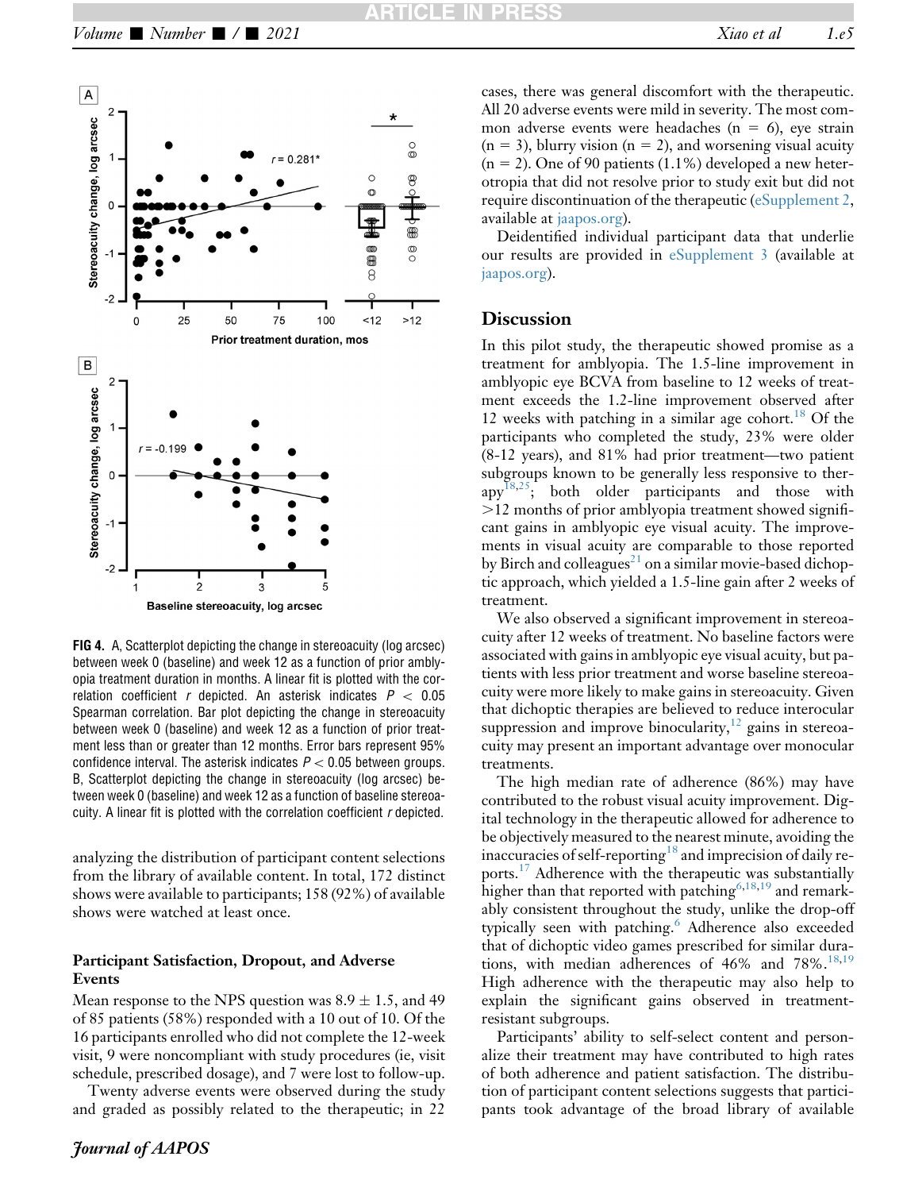FIG 4. A, Scatterplot depicting the change in stereoacuity (log arcsec) between week 0 (baseline) and week 12 as a function of prior amblyopia treatment duration in months. A linear fit is plotted with the correlation coefficient $r$ depicted. An asterisk indicates $P < 0.05$ Spearman correlation. Bar plot depicting the change in stereoacuity between week 0 (baseline) and week 12 as a function of prior treatment less than or greater than 12 months. Error bars represent 95% confidence interval. The asterisk indicates $P < 0.05$ between groups. B, Scatterplot depicting the change in stereoacuity (log arcsec) between week 0 (baseline) and week 12 as a function of baseline stereoacuity. A linear fit is plotted with the correlation coefficient $r$ depicted.

analyzing the distribution of participant content selections from the library of available content. In total, 172 distinct shows were available to participants; 158 (92%) of available shows were watched at least once.

### Participant Satisfaction, Dropout, and Adverse Events

Mean response to the NPS question was 8.9 ± 1.5, and 49 of 85 patients (58%) responded with a 10 out of 10. Of the 16 participants enrolled who did not complete the 12-week visit, 9 were noncompliant with study procedures (ie, visit schedule, prescribed dosage), and 7 were lost to follow-up.

Twenty adverse events were observed during the study and graded as possibly related to the therapeutic; in 22 cases, there was general discomfort with the therapeutic. All 20 adverse events were mild in severity. The most common adverse events were headaches (n = 6), eye strain (n = 3), blurry vision (n = 2), and worsening visual acuity (n = 2). One of 90 patients (1.1%) developed a new heterotropia that did not resolve prior to study exit but did not require discontinuation of the therapeutic (eSupplement 2, available at jaapos.org).

Deidentified individual participant data that underlie our results are provided in eSupplement 3 (available at jaapos.org).

## Discussion

In this pilot study, the therapeutic showed promise as a treatment for amblyopia. The 1.5-line improvement in amblyopic eye BCVA from baseline to 12 weeks of treatment exceeds the 1.2-line improvement observed after 12 weeks with patching in a similar age cohort.[18] Of the participants who completed the study, 23% were older (8-12 years), and 81% had prior treatment—two patient subgroups known to be generally less responsive to therapy[18,25]; both older participants and those with >12 months of prior amblyopia treatment showed significant gains in amblyopic eye visual acuity. The improvements in visual acuity are comparable to those reported by Birch and colleagues[21] on a similar movie-based dichoptic approach, which yielded a 1.5-line gain after 2 weeks of treatment.

We also observed a significant improvement in stereoacuity after 12 weeks of treatment. No baseline factors were associated with gains in amblyopic eye visual acuity, but patients with less prior treatment and worse baseline stereoacuity were more likely to make gains in stereoacuity. Given that dichoptic therapies are believed to reduce interocular suppression and improve binocularity,[12] gains in stereoacuity may present an important advantage over monocular treatments.

The high median rate of adherence (86%) may have contributed to the robust visual acuity improvement. Digital technology in the therapeutic allowed for adherence to be objectively measured to the nearest minute, avoiding the inaccuracies of self-reporting[18] and imprecision of daily reports.[17] Adherence with the therapeutic was substantially higher than that reported with patching[6,18,19] and remarkably consistent throughout the study, unlike the drop-off typically seen with patching.[6] Adherence also exceeded that of dichoptic video games prescribed for similar durations, with median adherences of 46% and 78%.[18,19] High adherence with the therapeutic may also help to explain the significant gains observed in treatment-resistant subgroups.

Participants' ability to self-select content and personalize their treatment may have contributed to high rates of both adherence and patient satisfaction. The distribution of participant content selections suggests that participants took advantage of the broad library of available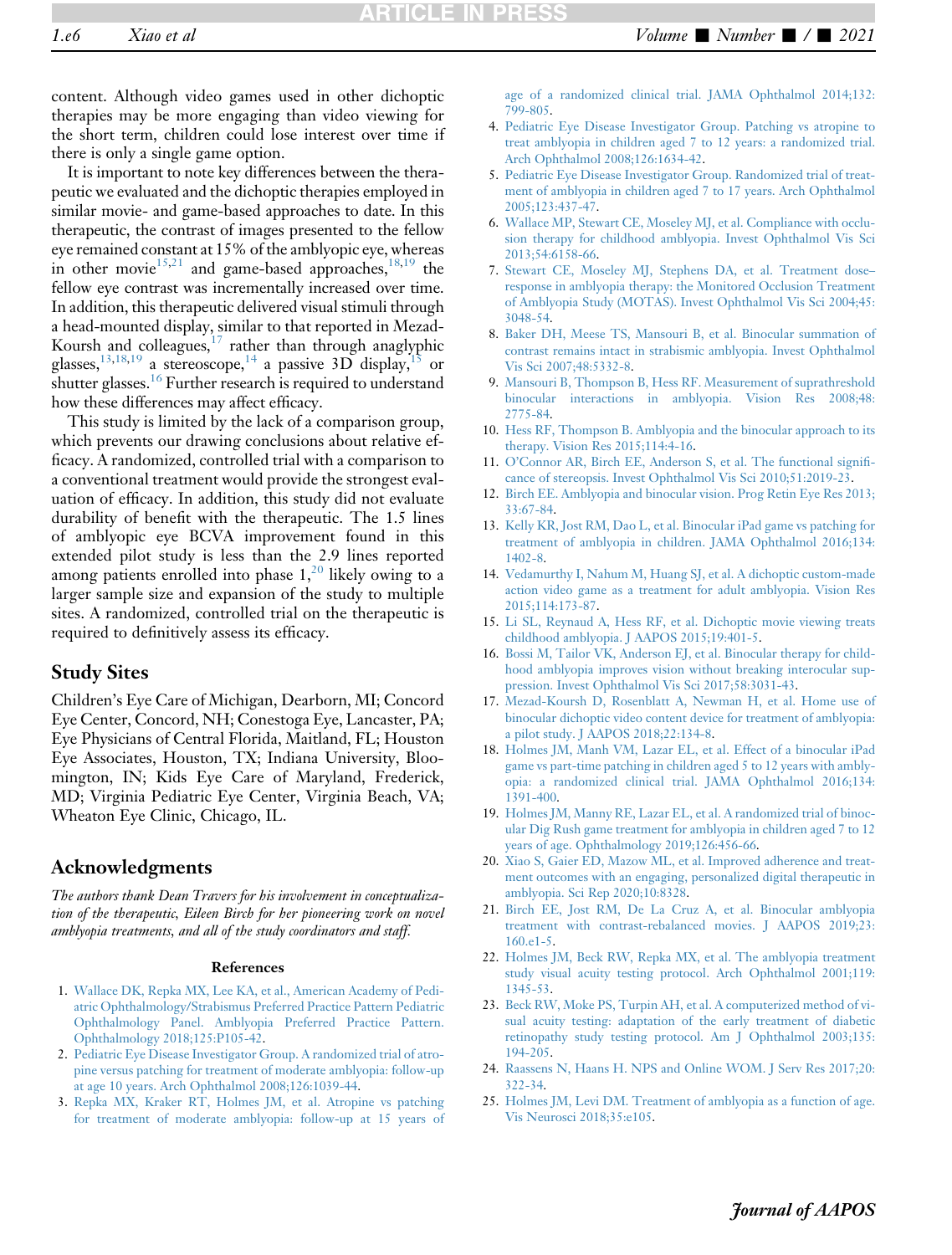content. Although video games used in other dichoptic therapies may be more engaging than video viewing for the short term, children could lose interest over time if there is only a single game option.

It is important to note key differences between the therapeutic we evaluated and the dichoptic therapies employed in similar movie- and game-based approaches to date. In this therapeutic, the contrast of images presented to the fellow eye remained constant at 15% of the amblyopic eye, whereas in other movie[15,21] and game-based approaches,[18,19] the fellow eye contrast was incrementally increased over time. In addition, this therapeutic delivered visual stimuli through a head-mounted display, similar to that reported in Mezad-Koursh and colleagues,[17] rather than through anaglyphic glasses,[13,18,19] a stereoscope,[14] a passive 3D display,[15] or shutter glasses.[16] Further research is required to understand how these differences may affect efficacy.

This study is limited by the lack of a comparison group, which prevents our drawing conclusions about relative efficacy. A randomized, controlled trial with a comparison to a conventional treatment would provide the strongest evaluation of efficacy. In addition, this study did not evaluate durability of benefit with the therapeutic. The 1.5 lines of amblyopic eye BCVA improvement found in this extended pilot study is less than the 2.9 lines reported among patients enrolled into phase 1,[20] likely owing to a larger sample size and expansion of the study to multiple sites. A randomized, controlled trial on the therapeutic is required to definitively assess its efficacy.

## Study Sites

Children's Eye Care of Michigan, Dearborn, MI; Concord Eye Center, Concord, NH; Conestoga Eye, Lancaster, PA; Eye Physicians of Central Florida, Maitland, FL; Houston Eye Associates, Houston, TX; Indiana University, Bloomington, IN; Kids Eye Care of Maryland, Frederick, MD; Virginia Pediatric Eye Center, Virginia Beach, VA; Wheaton Eye Clinic, Chicago, IL.

## Acknowledgments

*The authors thank Dean Travers for his involvement in conceptualization of the therapeutic, Eileen Birch for her pioneering work on novel amblyopia treatments, and all of the study coordinators and staff.*

### References

1. Wallace DK, Repka MX, Lee KA, et al., American Academy of Pediatric Ophthalmology/Strabismus Preferred Practice Pattern Pediatric Ophthalmology Panel. Amblyopia Preferred Practice Pattern. Ophthalmology 2018;125:P105-42.
2. Pediatric Eye Disease Investigator Group. A randomized trial of atropine versus patching for treatment of moderate amblyopia: follow-up at age 10 years. Arch Ophthalmol 2008;126:1039-44.
3. Repka MX, Kraker RT, Holmes JM, et al. Atropine vs patching for treatment of moderate amblyopia: follow-up at 15 years of age of a randomized clinical trial. JAMA Ophthalmol 2014;132:799-805.
4. Pediatric Eye Disease Investigator Group. Patching vs atropine to treat amblyopia in children aged 7 to 12 years: a randomized trial. Arch Ophthalmol 2008;126:1634-42.
5. Pediatric Eye Disease Investigator Group. Randomized trial of treatment of amblyopia in children aged 7 to 17 years. Arch Ophthalmol 2005;123:437-47.
6. Wallace MP, Stewart CE, Moseley MJ, et al. Compliance with occlusion therapy for childhood amblyopia. Invest Ophthalmol Vis Sci 2013;54:6158-66.
7. Stewart CE, Moseley MJ, Stephens DA, et al. Treatment dose–response in amblyopia therapy: the Monitored Occlusion Treatment of Amblyopia Study (MOTAS). Invest Ophthalmol Vis Sci 2004;45:3048-54.
8. Baker DH, Meese TS, Mansouri B, et al. Binocular summation of contrast remains intact in strabismic amblyopia. Invest Ophthalmol Vis Sci 2007;48:5332-8.
9. Mansouri B, Thompson B, Hess RF. Measurement of suprathreshold binocular interactions in amblyopia. Vision Res 2008;48:2775-84.
10. Hess RF, Thompson B. Amblyopia and the binocular approach to its therapy. Vision Res 2015;114:4-16.
11. O'Connor AR, Birch EE, Anderson S, et al. The functional significance of stereopsis. Invest Ophthalmol Vis Sci 2010;51:2019-23.
12. Birch EE. Amblyopia and binocular vision. Prog Retin Eye Res 2013;33:67-84.
13. Kelly KR, Jost RM, Dao L, et al. Binocular iPad game vs patching for treatment of amblyopia in children. JAMA Ophthalmol 2016;134:1402-8.
14. Vedamurthy I, Nahum M, Huang SJ, et al. A dichoptic custom-made action video game as a treatment for adult amblyopia. Vision Res 2015;114:173-87.
15. Li SL, Reynaud A, Hess RF, et al. Dichoptic movie viewing treats childhood amblyopia. J AAPOS 2015;19:401-5.
16. Bossi M, Tailor VK, Anderson EJ, et al. Binocular therapy for childhood amblyopia improves vision without breaking interocular suppression. Invest Ophthalmol Vis Sci 2017;58:3031-43.
17. Mezad-Koursh D, Rosenblatt A, Newman H, et al. Home use of binocular dichoptic video content device for treatment of amblyopia: a pilot study. J AAPOS 2018;22:134-8.
18. Holmes JM, Manh VM, Lazar EL, et al. Effect of a binocular iPad game vs part-time patching in children aged 5 to 12 years with amblyopia: a randomized clinical trial. JAMA Ophthalmol 2016;134:1391-400.
19. Holmes JM, Manny RE, Lazar EL, et al. A randomized trial of binocular Dig Rush game treatment for amblyopia in children aged 7 to 12 years of age. Ophthalmology 2019;126:456-66.
20. Xiao S, Gaier ED, Mazow ML, et al. Improved adherence and treatment outcomes with an engaging, personalized digital therapeutic in amblyopia. Sci Rep 2020;10:8328.
21. Birch EE, Jost RM, De La Cruz A, et al. Binocular amblyopia treatment with contrast-rebalanced movies. J AAPOS 2019;23:160.e1-5.
22. Holmes JM, Beck RW, Repka MX, et al. The amblyopia treatment study visual acuity testing protocol. Arch Ophthalmol 2001;119:1345-53.
23. Beck RW, Moke PS, Turpin AH, et al. A computerized method of visual acuity testing: adaptation of the early treatment of diabetic retinopathy study testing protocol. Am J Ophthalmol 2003;135:194-205.
24. Raassens N, Haans H. NPS and Online WOM. J Serv Res 2017;20:322-34.
25. Holmes JM, Levi DM. Treatment of amblyopia as a function of age. Vis Neurosci 2018;35:e105.